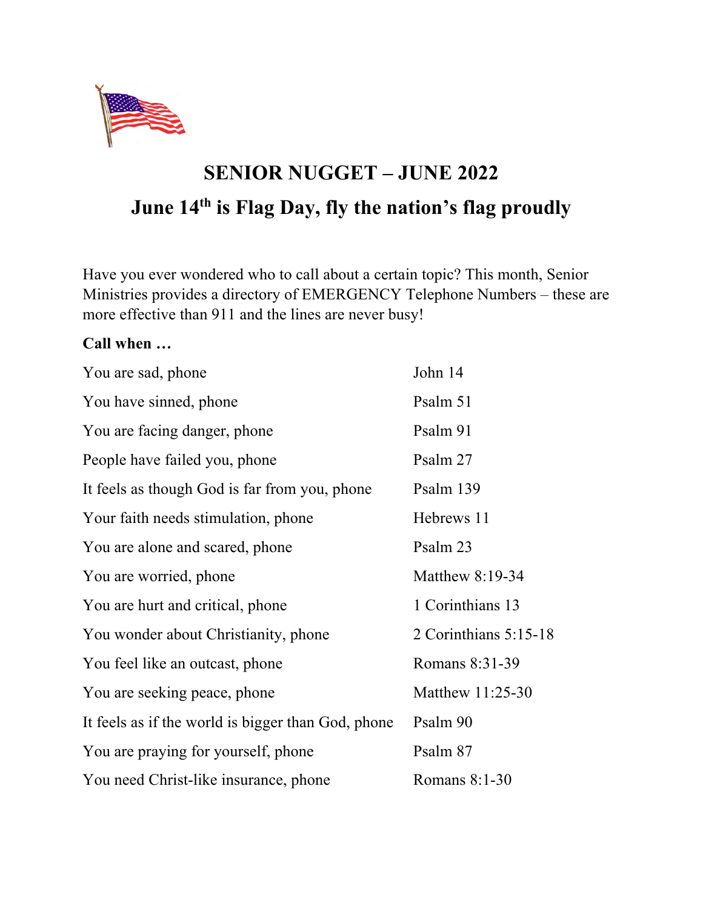# SENIOR NUGGET – JUNE 2022

## June 14th is Flag Day, fly the nation's flag proudly

Have you ever wondered who to call about a certain topic? This month, Senior Ministries provides a directory of EMERGENCY Telephone Numbers – these are more effective than 911 and the lines are never busy!

**Call when …**

| | |
|---|---|
| You are sad, phone | John 14 |
| You have sinned, phone | Psalm 51 |
| You are facing danger, phone | Psalm 91 |
| People have failed you, phone | Psalm 27 |
| It feels as though God is far from you, phone | Psalm 139 |
| Your faith needs stimulation, phone | Hebrews 11 |
| You are alone and scared, phone | Psalm 23 |
| You are worried, phone | Matthew 8:19-34 |
| You are hurt and critical, phone | 1 Corinthians 13 |
| You wonder about Christianity, phone | 2 Corinthians 5:15-18 |
| You feel like an outcast, phone | Romans 8:31-39 |
| You are seeking peace, phone | Matthew 11:25-30 |
| It feels as if the world is bigger than God, phone | Psalm 90 |
| You are praying for yourself, phone | Psalm 87 |
| You need Christ-like insurance, phone | Romans 8:1-30 |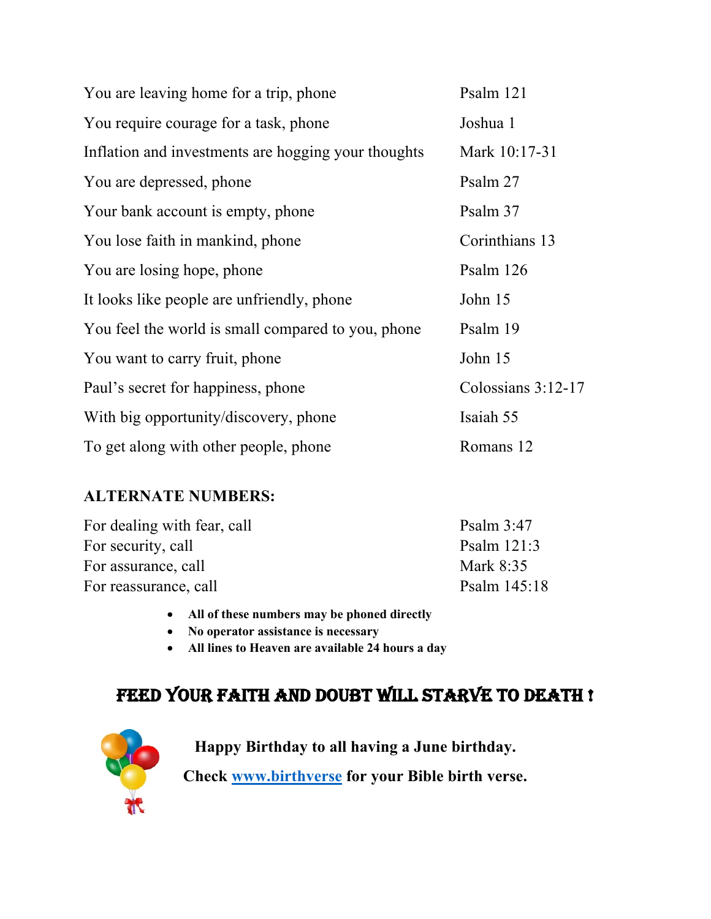| | |
|---|---|
| You are leaving home for a trip, phone | Psalm 121 |
| You require courage for a task, phone | Joshua 1 |
| Inflation and investments are hogging your thoughts | Mark 10:17-31 |
| You are depressed, phone | Psalm 27 |
| Your bank account is empty, phone | Psalm 37 |
| You lose faith in mankind, phone | Corinthians 13 |
| You are losing hope, phone | Psalm 126 |
| It looks like people are unfriendly, phone | John 15 |
| You feel the world is small compared to you, phone | Psalm 19 |
| You want to carry fruit, phone | John 15 |
| Paul's secret for happiness, phone | Colossians 3:12-17 |
| With big opportunity/discovery, phone | Isaiah 55 |
| To get along with other people, phone | Romans 12 |

**ALTERNATE NUMBERS:**

| | |
|---|---|
| For dealing with fear, call | Psalm 3:47 |
| For security, call | Psalm 121:3 |
| For assurance, call | Mark 8:35 |
| For reassurance, call | Psalm 145:18 |

- **All of these numbers may be phoned directly**
- **No operator assistance is necessary**
- **All lines to Heaven are available 24 hours a day**

## FEED YOUR FAITH AND DOUBT WILL STARVE TO DEATH !

**Happy Birthday to all having a June birthday.**

**Check [www.birthverse](www.birthverse) for your Bible birth verse.**